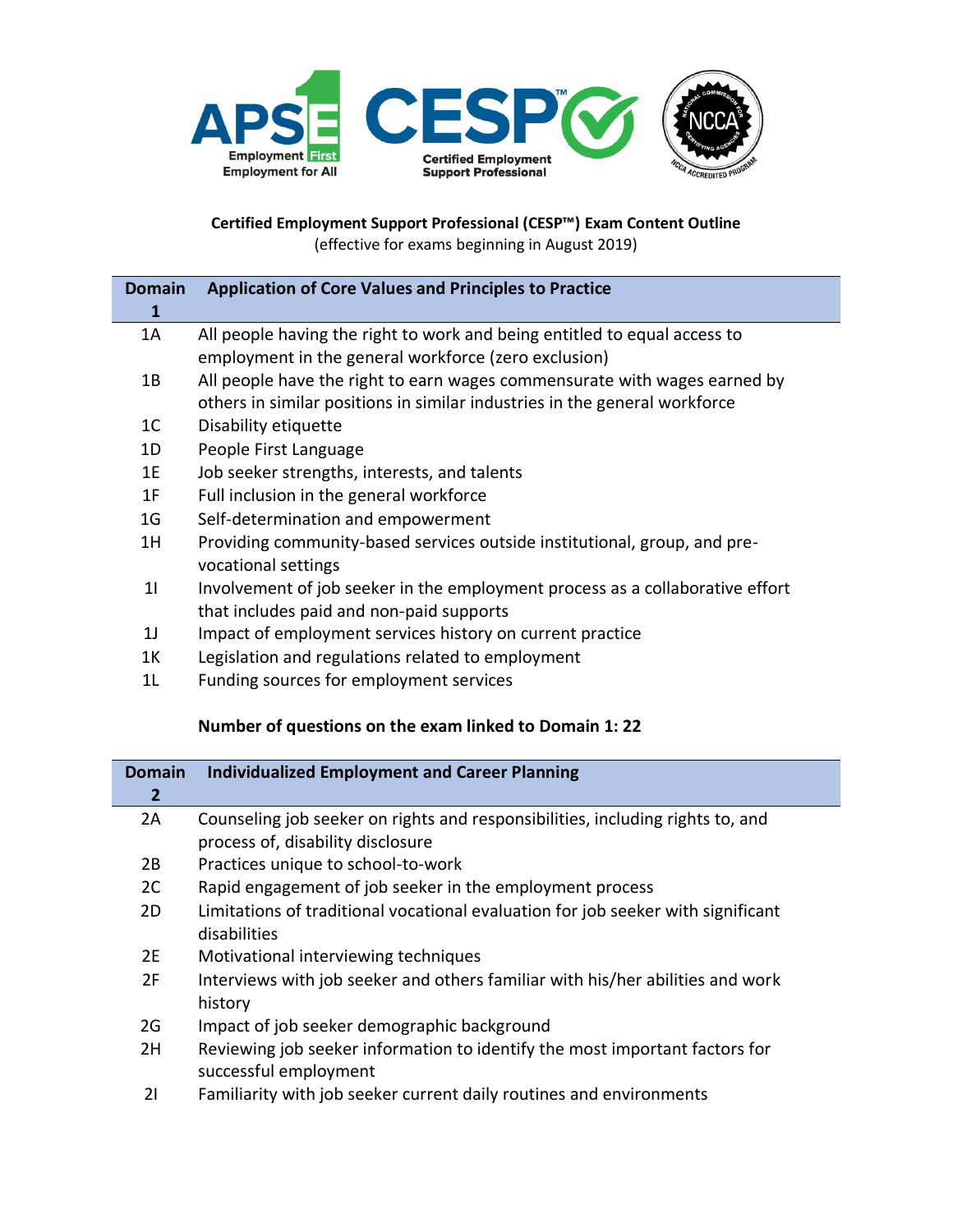**Certified Employment Support Professional (CESP™) Exam Content Outline**
(effective for exams beginning in August 2019)

| Domain 1 | Application of Core Values and Principles to Practice |
|---|---|
| 1A | All people having the right to work and being entitled to equal access to employment in the general workforce (zero exclusion) |
| 1B | All people have the right to earn wages commensurate with wages earned by others in similar positions in similar industries in the general workforce |
| 1C | Disability etiquette |
| 1D | People First Language |
| 1E | Job seeker strengths, interests, and talents |
| 1F | Full inclusion in the general workforce |
| 1G | Self-determination and empowerment |
| 1H | Providing community-based services outside institutional, group, and pre-vocational settings |
| 1I | Involvement of job seeker in the employment process as a collaborative effort that includes paid and non-paid supports |
| 1J | Impact of employment services history on current practice |
| 1K | Legislation and regulations related to employment |
| 1L | Funding sources for employment services |

**Number of questions on the exam linked to Domain 1: 22**

| Domain 2 | Individualized Employment and Career Planning |
|---|---|
| 2A | Counseling job seeker on rights and responsibilities, including rights to, and process of, disability disclosure |
| 2B | Practices unique to school-to-work |
| 2C | Rapid engagement of job seeker in the employment process |
| 2D | Limitations of traditional vocational evaluation for job seeker with significant disabilities |
| 2E | Motivational interviewing techniques |
| 2F | Interviews with job seeker and others familiar with his/her abilities and work history |
| 2G | Impact of job seeker demographic background |
| 2H | Reviewing job seeker information to identify the most important factors for successful employment |
| 2I | Familiarity with job seeker current daily routines and environments |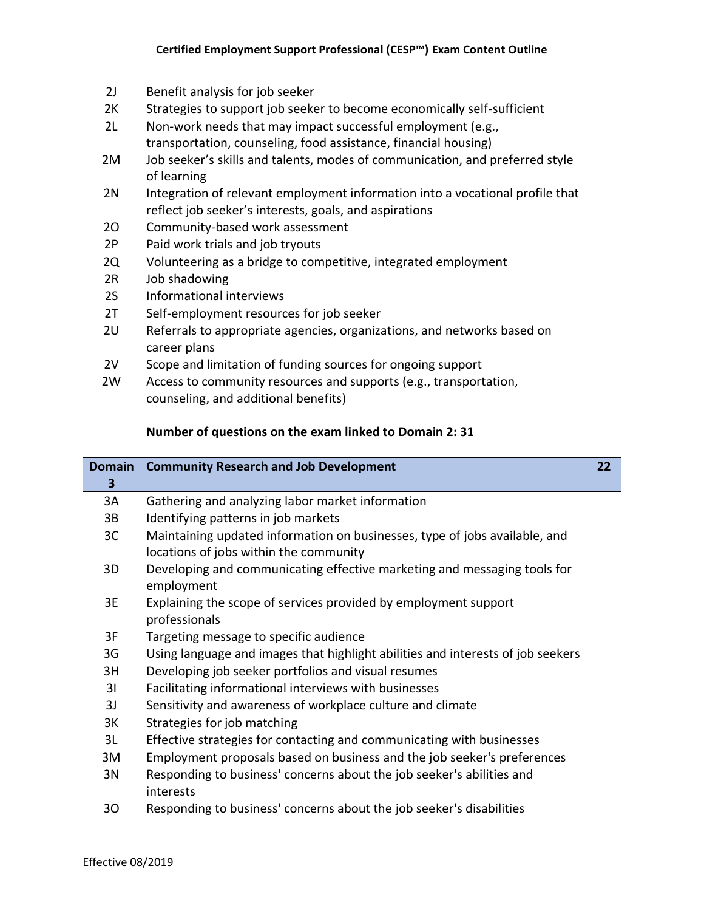| | | |
|---|---|---|
| 2J | Benefit analysis for job seeker | |
| 2K | Strategies to support job seeker to become economically self-sufficient | |
| 2L | Non-work needs that may impact successful employment (e.g., transportation, counseling, food assistance, financial housing) | |
| 2M | Job seeker's skills and talents, modes of communication, and preferred style of learning | |
| 2N | Integration of relevant employment information into a vocational profile that reflect job seeker's interests, goals, and aspirations | |
| 2O | Community-based work assessment | |
| 2P | Paid work trials and job tryouts | |
| 2Q | Volunteering as a bridge to competitive, integrated employment | |
| 2R | Job shadowing | |
| 2S | Informational interviews | |
| 2T | Self-employment resources for job seeker | |
| 2U | Referrals to appropriate agencies, organizations, and networks based on career plans | |
| 2V | Scope and limitation of funding sources for ongoing support | |
| 2W | Access to community resources and supports (e.g., transportation, counseling, and additional benefits) | |

**Number of questions on the exam linked to Domain 2: 31**

| **Domain 3** | **Community Research and Job Development** | **22** |
|---|---|---|
| 3A | Gathering and analyzing labor market information | |
| 3B | Identifying patterns in job markets | |
| 3C | Maintaining updated information on businesses, type of jobs available, and locations of jobs within the community | |
| 3D | Developing and communicating effective marketing and messaging tools for employment | |
| 3E | Explaining the scope of services provided by employment support professionals | |
| 3F | Targeting message to specific audience | |
| 3G | Using language and images that highlight abilities and interests of job seekers | |
| 3H | Developing job seeker portfolios and visual resumes | |
| 3I | Facilitating informational interviews with businesses | |
| 3J | Sensitivity and awareness of workplace culture and climate | |
| 3K | Strategies for job matching | |
| 3L | Effective strategies for contacting and communicating with businesses | |
| 3M | Employment proposals based on business and the job seeker's preferences | |
| 3N | Responding to business' concerns about the job seeker's abilities and interests | |
| 3O | Responding to business' concerns about the job seeker's disabilities | |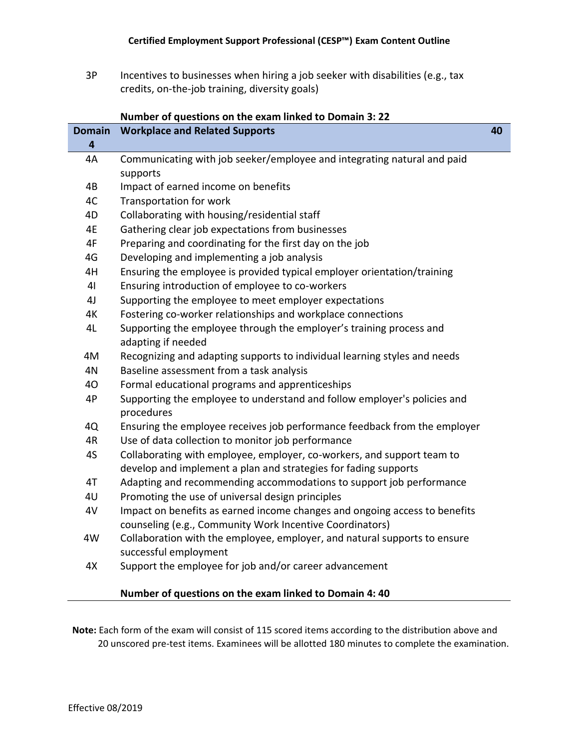| | |
|---|---|
| 3P | Incentives to businesses when hiring a job seeker with disabilities (e.g., tax credits, on-the-job training, diversity goals) |

**Number of questions on the exam linked to Domain 3: 22**

| Domain 4 | Workplace and Related Supports | 40 |
|---|---|---|
| 4A | Communicating with job seeker/employee and integrating natural and paid supports | |
| 4B | Impact of earned income on benefits | |
| 4C | Transportation for work | |
| 4D | Collaborating with housing/residential staff | |
| 4E | Gathering clear job expectations from businesses | |
| 4F | Preparing and coordinating for the first day on the job | |
| 4G | Developing and implementing a job analysis | |
| 4H | Ensuring the employee is provided typical employer orientation/training | |
| 4I | Ensuring introduction of employee to co-workers | |
| 4J | Supporting the employee to meet employer expectations | |
| 4K | Fostering co-worker relationships and workplace connections | |
| 4L | Supporting the employee through the employer's training process and adapting if needed | |
| 4M | Recognizing and adapting supports to individual learning styles and needs | |
| 4N | Baseline assessment from a task analysis | |
| 4O | Formal educational programs and apprenticeships | |
| 4P | Supporting the employee to understand and follow employer's policies and procedures | |
| 4Q | Ensuring the employee receives job performance feedback from the employer | |
| 4R | Use of data collection to monitor job performance | |
| 4S | Collaborating with employee, employer, co-workers, and support team to develop and implement a plan and strategies for fading supports | |
| 4T | Adapting and recommending accommodations to support job performance | |
| 4U | Promoting the use of universal design principles | |
| 4V | Impact on benefits as earned income changes and ongoing access to benefits counseling (e.g., Community Work Incentive Coordinators) | |
| 4W | Collaboration with the employee, employer, and natural supports to ensure successful employment | |
| 4X | Support the employee for job and/or career advancement | |

**Number of questions on the exam linked to Domain 4: 40**

**Note:** Each form of the exam will consist of 115 scored items according to the distribution above and 20 unscored pre-test items. Examinees will be allotted 180 minutes to complete the examination.

Effective 08/2019